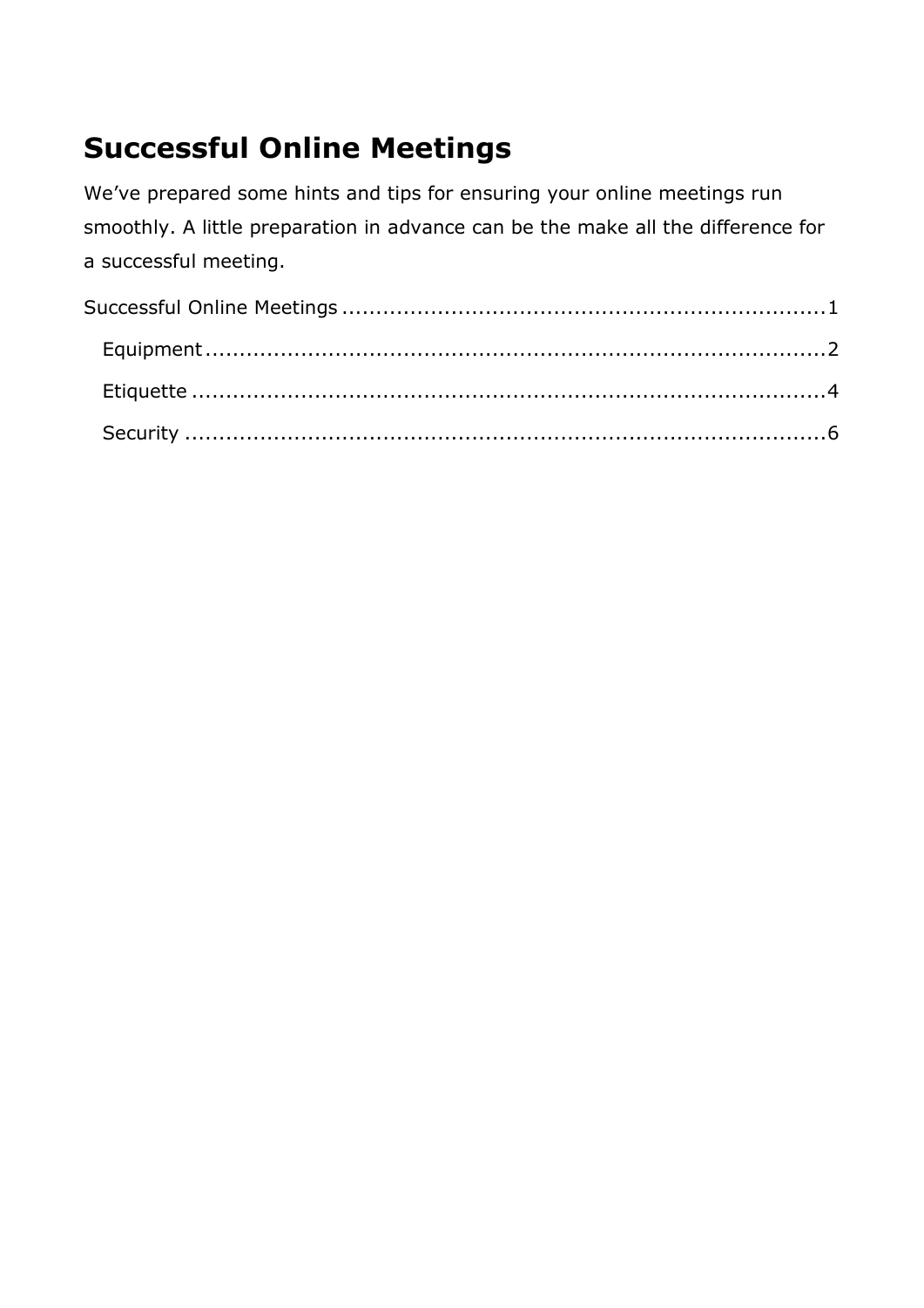# Successful Online Meetings

We’ve prepared some hints and tips for ensuring your online meetings run smoothly. A little preparation in advance can be the make all the difference for a successful meeting.

Successful Online Meetings ....................................................................... 1
- Equipment ........................................................................................... 2
- Etiquette ............................................................................................... 4
- Security ................................................................................................ 6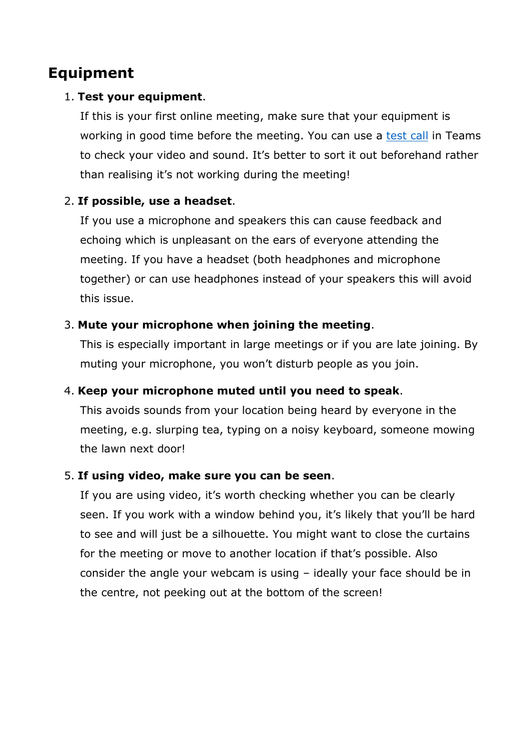## Equipment

1. **Test your equipment**.

   If this is your first online meeting, make sure that your equipment is working in good time before the meeting. You can use a test call in Teams to check your video and sound. It's better to sort it out beforehand rather than realising it's not working during the meeting!

2. **If possible, use a headset**.

   If you use a microphone and speakers this can cause feedback and echoing which is unpleasant on the ears of everyone attending the meeting. If you have a headset (both headphones and microphone together) or can use headphones instead of your speakers this will avoid this issue.

3. **Mute your microphone when joining the meeting**.

   This is especially important in large meetings or if you are late joining. By muting your microphone, you won't disturb people as you join.

4. **Keep your microphone muted until you need to speak**.

   This avoids sounds from your location being heard by everyone in the meeting, e.g. slurping tea, typing on a noisy keyboard, someone mowing the lawn next door!

5. **If using video, make sure you can be seen**.

   If you are using video, it's worth checking whether you can be clearly seen. If you work with a window behind you, it's likely that you'll be hard to see and will just be a silhouette. You might want to close the curtains for the meeting or move to another location if that's possible. Also consider the angle your webcam is using – ideally your face should be in the centre, not peeking out at the bottom of the screen!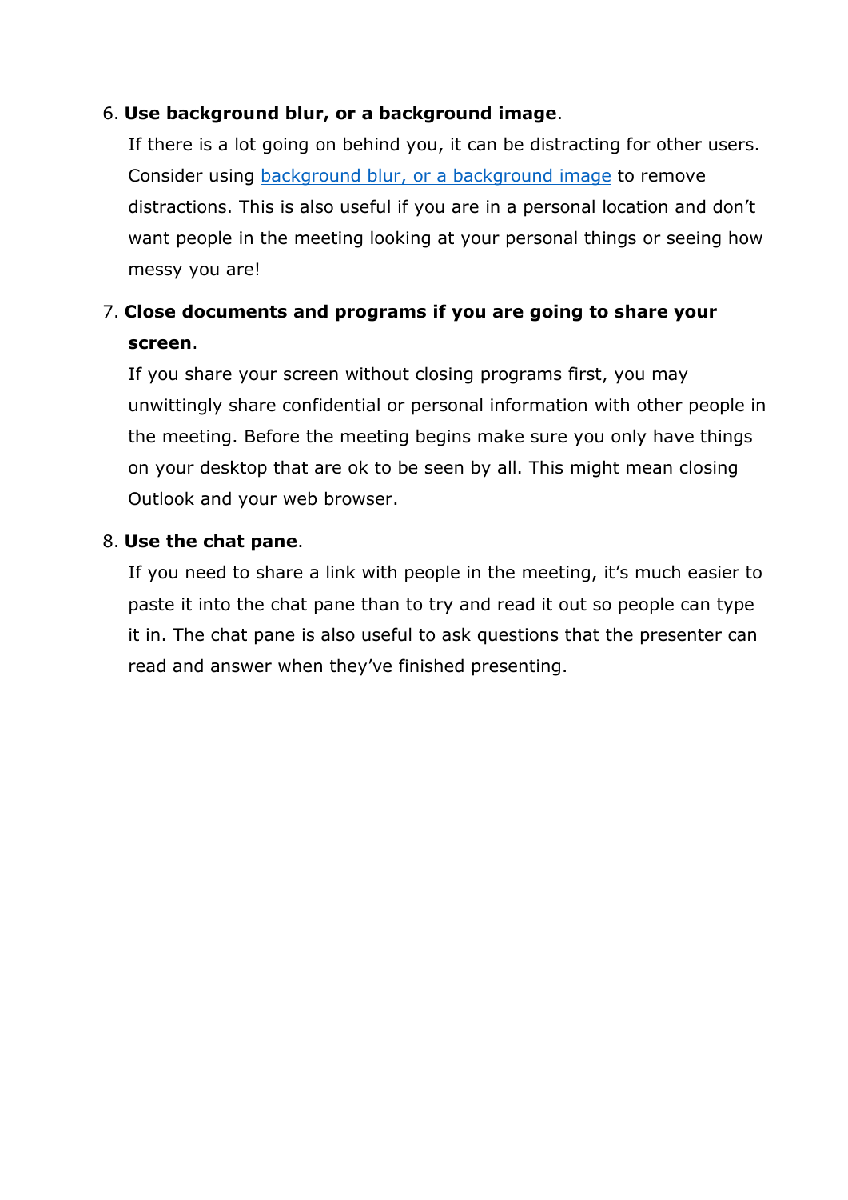6. **Use background blur, or a background image**.

   If there is a lot going on behind you, it can be distracting for other users. Consider using background blur, or a background image to remove distractions. This is also useful if you are in a personal location and don't want people in the meeting looking at your personal things or seeing how messy you are!

7. **Close documents and programs if you are going to share your screen**.

   If you share your screen without closing programs first, you may unwittingly share confidential or personal information with other people in the meeting. Before the meeting begins make sure you only have things on your desktop that are ok to be seen by all. This might mean closing Outlook and your web browser.

8. **Use the chat pane**.

   If you need to share a link with people in the meeting, it's much easier to paste it into the chat pane than to try and read it out so people can type it in. The chat pane is also useful to ask questions that the presenter can read and answer when they've finished presenting.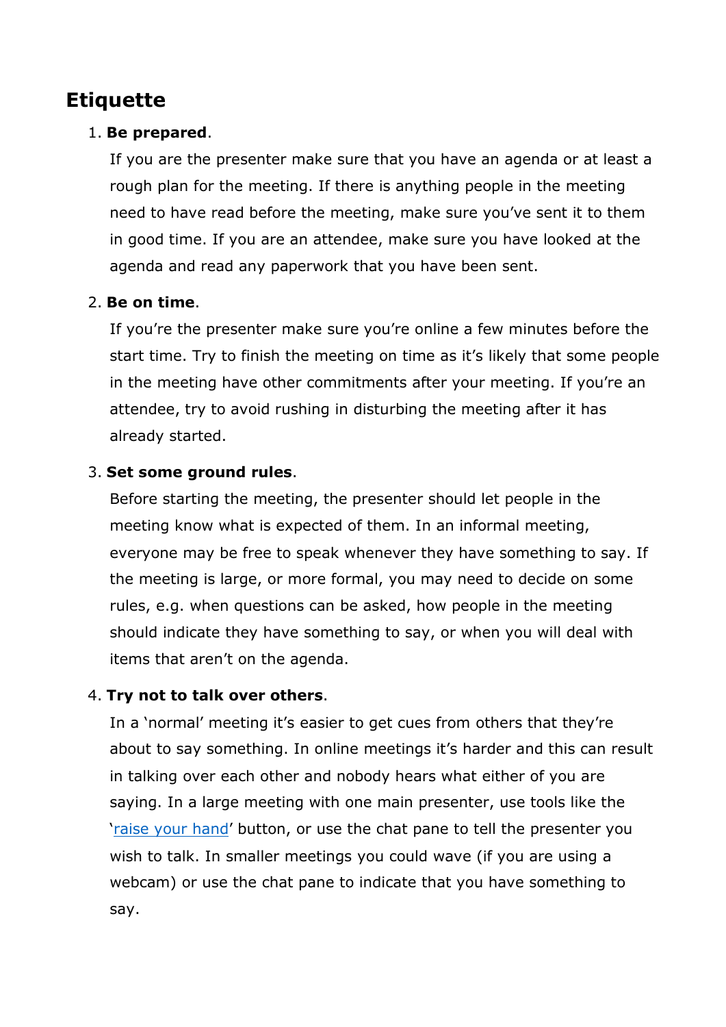## Etiquette

1. **Be prepared**.

   If you are the presenter make sure that you have an agenda or at least a rough plan for the meeting. If there is anything people in the meeting need to have read before the meeting, make sure you've sent it to them in good time. If you are an attendee, make sure you have looked at the agenda and read any paperwork that you have been sent.

2. **Be on time**.

   If you're the presenter make sure you're online a few minutes before the start time. Try to finish the meeting on time as it's likely that some people in the meeting have other commitments after your meeting. If you're an attendee, try to avoid rushing in disturbing the meeting after it has already started.

3. **Set some ground rules**.

   Before starting the meeting, the presenter should let people in the meeting know what is expected of them. In an informal meeting, everyone may be free to speak whenever they have something to say. If the meeting is large, or more formal, you may need to decide on some rules, e.g. when questions can be asked, how people in the meeting should indicate they have something to say, or when you will deal with items that aren't on the agenda.

4. **Try not to talk over others**.

   In a 'normal' meeting it's easier to get cues from others that they're about to say something. In online meetings it's harder and this can result in talking over each other and nobody hears what either of you are saying. In a large meeting with one main presenter, use tools like the 'raise your hand' button, or use the chat pane to tell the presenter you wish to talk. In smaller meetings you could wave (if you are using a webcam) or use the chat pane to indicate that you have something to say.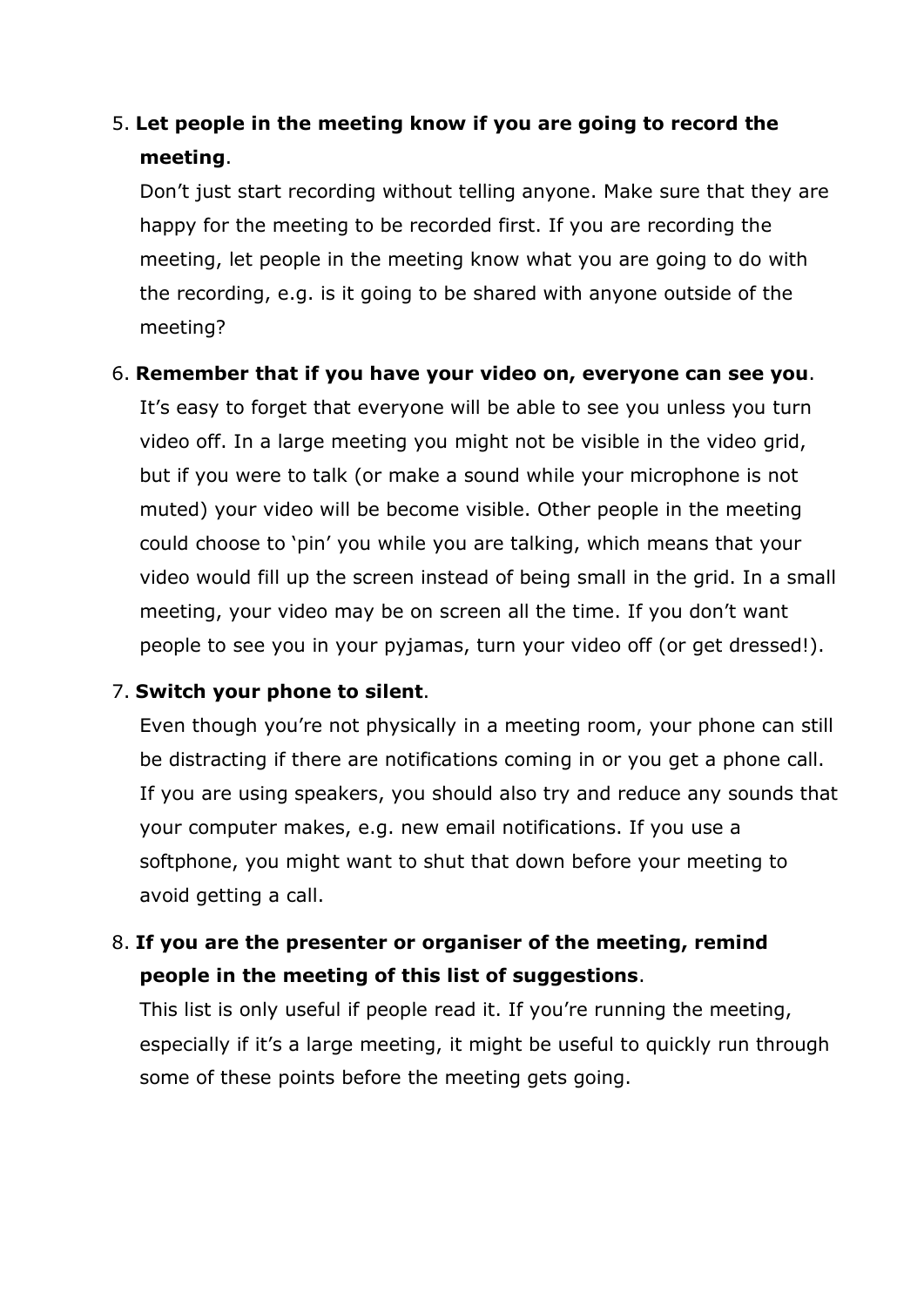5. **Let people in the meeting know if you are going to record the meeting**.

   Don't just start recording without telling anyone. Make sure that they are happy for the meeting to be recorded first. If you are recording the meeting, let people in the meeting know what you are going to do with the recording, e.g. is it going to be shared with anyone outside of the meeting?

6. **Remember that if you have your video on, everyone can see you**.

   It's easy to forget that everyone will be able to see you unless you turn video off. In a large meeting you might not be visible in the video grid, but if you were to talk (or make a sound while your microphone is not muted) your video will be become visible. Other people in the meeting could choose to 'pin' you while you are talking, which means that your video would fill up the screen instead of being small in the grid. In a small meeting, your video may be on screen all the time. If you don't want people to see you in your pyjamas, turn your video off (or get dressed!).

7. **Switch your phone to silent**.

   Even though you're not physically in a meeting room, your phone can still be distracting if there are notifications coming in or you get a phone call. If you are using speakers, you should also try and reduce any sounds that your computer makes, e.g. new email notifications. If you use a softphone, you might want to shut that down before your meeting to avoid getting a call.

8. **If you are the presenter or organiser of the meeting, remind people in the meeting of this list of suggestions**.

   This list is only useful if people read it. If you're running the meeting, especially if it's a large meeting, it might be useful to quickly run through some of these points before the meeting gets going.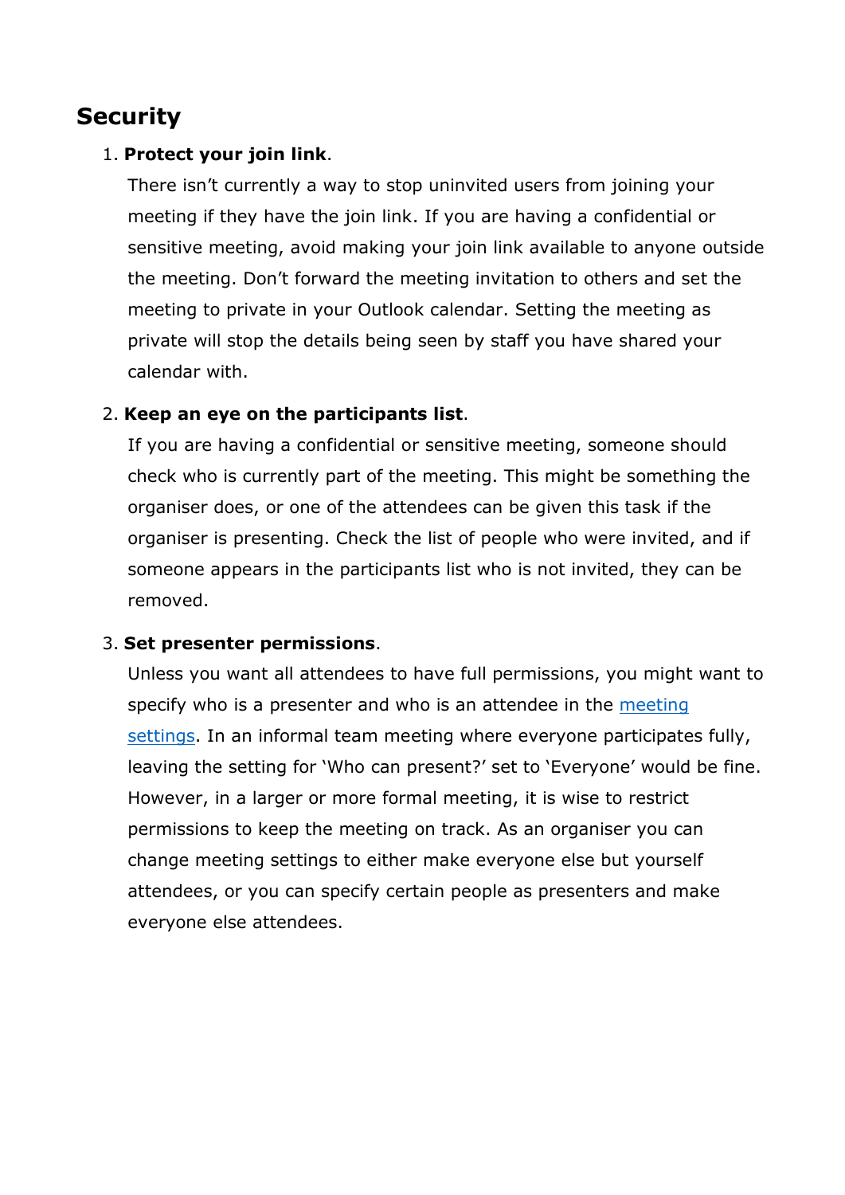## Security

1. **Protect your join link**.

   There isn't currently a way to stop uninvited users from joining your meeting if they have the join link. If you are having a confidential or sensitive meeting, avoid making your join link available to anyone outside the meeting. Don't forward the meeting invitation to others and set the meeting to private in your Outlook calendar. Setting the meeting as private will stop the details being seen by staff you have shared your calendar with.

2. **Keep an eye on the participants list**.

   If you are having a confidential or sensitive meeting, someone should check who is currently part of the meeting. This might be something the organiser does, or one of the attendees can be given this task if the organiser is presenting. Check the list of people who were invited, and if someone appears in the participants list who is not invited, they can be removed.

3. **Set presenter permissions**.

   Unless you want all attendees to have full permissions, you might want to specify who is a presenter and who is an attendee in the meeting settings. In an informal team meeting where everyone participates fully, leaving the setting for 'Who can present?' set to 'Everyone' would be fine. However, in a larger or more formal meeting, it is wise to restrict permissions to keep the meeting on track. As an organiser you can change meeting settings to either make everyone else but yourself attendees, or you can specify certain people as presenters and make everyone else attendees.